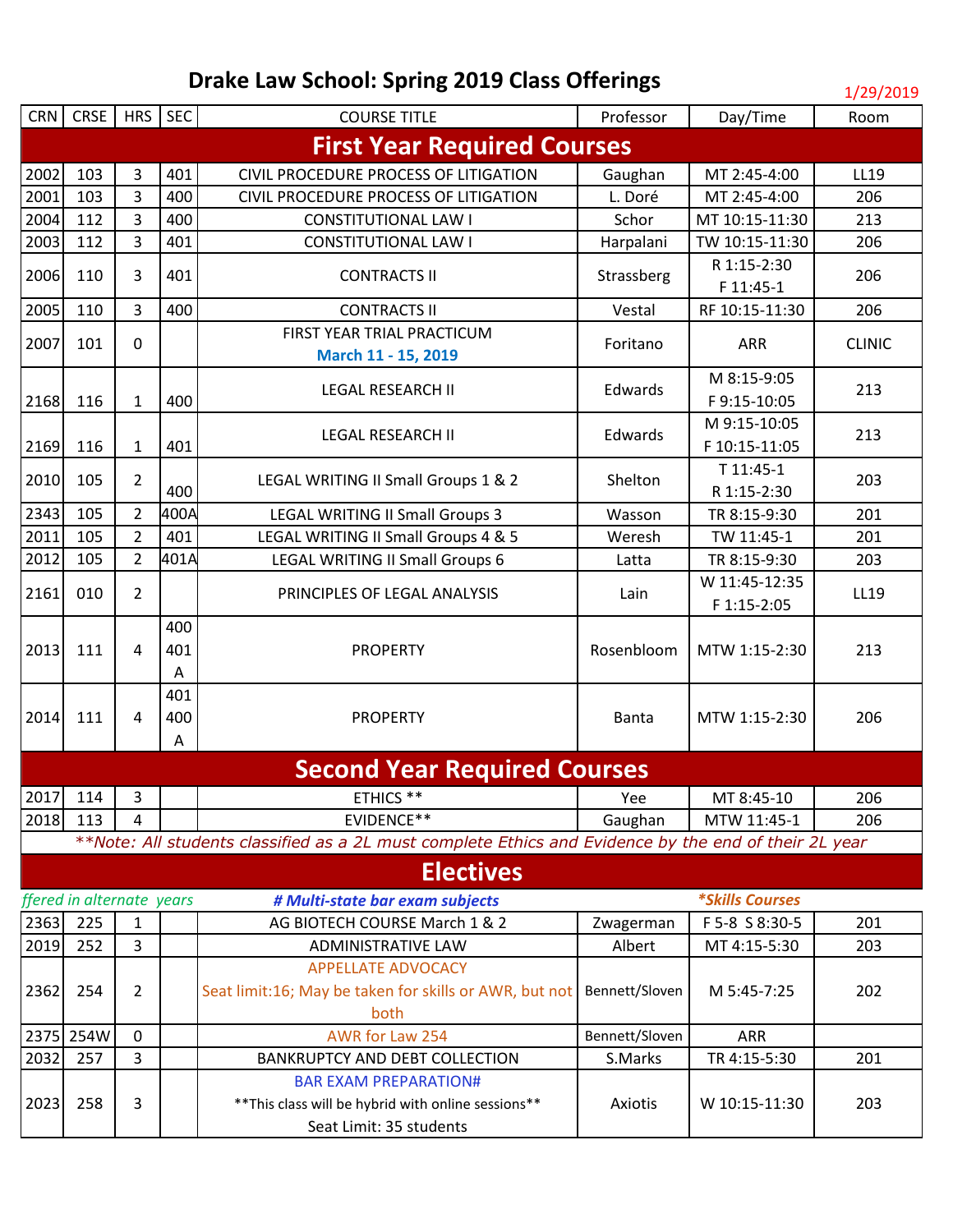# Drake Law School: Spring 2019 Class Offerings

1/29/2019

| CRN | CRSE | HRS | SEC | COURSE TITLE | Professor | Day/Time | Room |
|---|---|---|---|---|---|---|---|
| **First Year Required Courses** | | | | | | | |
| 2002 | 103 | 3 | 401 | CIVIL PROCEDURE PROCESS OF LITIGATION | Gaughan | MT 2:45-4:00 | LL19 |
| 2001 | 103 | 3 | 400 | CIVIL PROCEDURE PROCESS OF LITIGATION | L. Doré | MT 2:45-4:00 | 206 |
| 2004 | 112 | 3 | 400 | CONSTITUTIONAL LAW I | Schor | MT 10:15-11:30 | 213 |
| 2003 | 112 | 3 | 401 | CONSTITUTIONAL LAW I | Harpalani | TW 10:15-11:30 | 206 |
| 2006 | 110 | 3 | 401 | CONTRACTS II | Strassberg | R 1:15-2:30 F 11:45-1 | 206 |
| 2005 | 110 | 3 | 400 | CONTRACTS II | Vestal | RF 10:15-11:30 | 206 |
| 2007 | 101 | 0 | | FIRST YEAR TRIAL PRACTICUM March 11 - 15, 2019 | Foritano | ARR | CLINIC |
| 2168 | 116 | 1 | 400 | LEGAL RESEARCH II | Edwards | M 8:15-9:05 F 9:15-10:05 | 213 |
| 2169 | 116 | 1 | 401 | LEGAL RESEARCH II | Edwards | M 9:15-10:05 F 10:15-11:05 | 213 |
| 2010 | 105 | 2 | 400 | LEGAL WRITING II Small Groups 1 & 2 | Shelton | T 11:45-1 R 1:15-2:30 | 203 |
| 2343 | 105 | 2 | 400A | LEGAL WRITING II Small Groups 3 | Wasson | TR 8:15-9:30 | 201 |
| 2011 | 105 | 2 | 401 | LEGAL WRITING II Small Groups 4 & 5 | Weresh | TW 11:45-1 | 201 |
| 2012 | 105 | 2 | 401A | LEGAL WRITING II Small Groups 6 | Latta | TR 8:15-9:30 | 203 |
| 2161 | 010 | 2 | | PRINCIPLES OF LEGAL ANALYSIS | Lain | W 11:45-12:35 F 1:15-2:05 | LL19 |
| 2013 | 111 | 4 | 400 401A | PROPERTY | Rosenbloom | MTW 1:15-2:30 | 213 |
| 2014 | 111 | 4 | 401 400A | PROPERTY | Banta | MTW 1:15-2:30 | 206 |
| **Second Year Required Courses** | | | | | | | |
| 2017 | 114 | 3 | | ETHICS ** | Yee | MT 8:45-10 | 206 |
| 2018 | 113 | 4 | | EVIDENCE** | Gaughan | MTW 11:45-1 | 206 |
| *\*\*Note: All students classified as a 2L must complete Ethics and Evidence by the end of their 2L year* | | | | | | | |
| **Electives** | | | | | | | |
| *ffered in alternate years* | | | | ***# Multi-state bar exam subjects*** | | ***\*Skills Courses*** | |
| 2363 | 225 | 1 | | AG BIOTECH COURSE March 1 & 2 | Zwagerman | F 5-8 S 8:30-5 | 201 |
| 2019 | 252 | 3 | | ADMINISTRATIVE LAW | Albert | MT 4:15-5:30 | 203 |
| 2362 | 254 | 2 | | APPELLATE ADVOCACY Seat limit:16; May be taken for skills or AWR, but not both | Bennett/Sloven | M 5:45-7:25 | 202 |
| 2375 | 254W | 0 | | AWR for Law 254 | Bennett/Sloven | ARR | |
| 2032 | 257 | 3 | | BANKRUPTCY AND DEBT COLLECTION | S.Marks | TR 4:15-5:30 | 201 |
| 2023 | 258 | 3 | | BAR EXAM PREPARATION# \*\*This class will be hybrid with online sessions\*\* Seat Limit: 35 students | Axiotis | W 10:15-11:30 | 203 |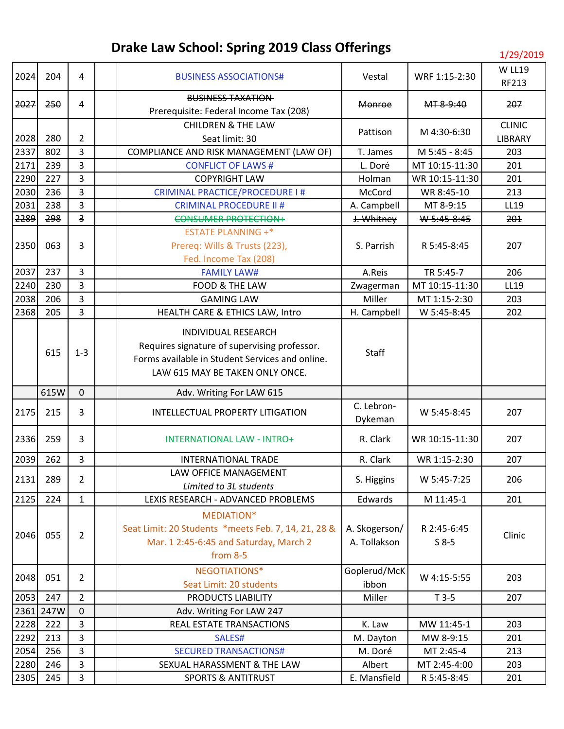# Drake Law School: Spring 2019 Class Offerings

1/29/2019

| | | | | | | | |
|---|---|---|---|---|---|---|---|
| 2024 | 204 | 4 | | BUSINESS ASSOCIATIONS# | Vestal | WRF 1:15-2:30 | W LL19 RF213 |
| ~~2027~~ | ~~250~~ | 4 | | ~~BUSINESS TAXATION~~ ~~Prerequisite: Federal Income Tax (208)~~ | ~~Monroe~~ | ~~MT 8-9:40~~ | ~~207~~ |
| 2028 | 280 | 2 | | CHILDREN & THE LAW Seat limit: 30 | Pattison | M 4:30-6:30 | CLINIC LIBRARY |
| 2337 | 802 | 3 | | COMPLIANCE AND RISK MANAGEMENT (LAW OF) | T. James | M 5:45 - 8:45 | 203 |
| 2171 | 239 | 3 | | CONFLICT OF LAWS # | L. Doré | MT 10:15-11:30 | 201 |
| 2290 | 227 | 3 | | COPYRIGHT LAW | Holman | WR 10:15-11:30 | 201 |
| 2030 | 236 | 3 | | CRIMINAL PRACTICE/PROCEDURE I # | McCord | WR 8:45-10 | 213 |
| 2031 | 238 | 3 | | CRIMINAL PROCEDURE II # | A. Campbell | MT 8-9:15 | LL19 |
| ~~2289~~ | ~~298~~ | ~~3~~ | | ~~CONSUMER PROTECTION+~~ | ~~J. Whitney~~ | ~~W 5:45-8:45~~ | ~~201~~ |
| 2350 | 063 | 3 | | ESTATE PLANNING +* Prereq: Wills & Trusts (223), Fed. Income Tax (208) | S. Parrish | R 5:45-8:45 | 207 |
| 2037 | 237 | 3 | | FAMILY LAW# | A.Reis | TR 5:45-7 | 206 |
| 2240 | 230 | 3 | | FOOD & THE LAW | Zwagerman | MT 10:15-11:30 | LL19 |
| 2038 | 206 | 3 | | GAMING LAW | Miller | MT 1:15-2:30 | 203 |
| 2368 | 205 | 3 | | HEALTH CARE & ETHICS LAW, Intro | H. Campbell | W 5:45-8:45 | 202 |
| | 615 | 1-3 | | INDIVIDUAL RESEARCH Requires signature of supervising professor. Forms available in Student Services and online. LAW 615 MAY BE TAKEN ONLY ONCE. | Staff | | |
| | 615W | 0 | | Adv. Writing For LAW 615 | | | |
| 2175 | 215 | 3 | | INTELLECTUAL PROPERTY LITIGATION | C. Lebron-Dykeman | W 5:45-8:45 | 207 |
| 2336 | 259 | 3 | | INTERNATIONAL LAW - INTRO+ | R. Clark | WR 10:15-11:30 | 207 |
| 2039 | 262 | 3 | | INTERNATIONAL TRADE | R. Clark | WR 1:15-2:30 | 207 |
| 2131 | 289 | 2 | | LAW OFFICE MANAGEMENT *Limited to 3L students* | S. Higgins | W 5:45-7:25 | 206 |
| 2125 | 224 | 1 | | LEXIS RESEARCH - ADVANCED PROBLEMS | Edwards | M 11:45-1 | 201 |
| 2046 | 055 | 2 | | MEDIATION* Seat Limit: 20 Students *meets Feb. 7, 14, 21, 28 & Mar. 1 2:45-6:45 and Saturday, March 2 from 8-5 | A. Skogerson/ A. Tollakson | R 2:45-6:45 S 8-5 | Clinic |
| 2048 | 051 | 2 | | NEGOTIATIONS* Seat Limit: 20 students | Goplerud/McKibbon | W 4:15-5:55 | 203 |
| 2053 | 247 | 2 | | PRODUCTS LIABILITY | Miller | T 3-5 | 207 |
| 2361 | 247W | 0 | | Adv. Writing For LAW 247 | | | |
| 2228 | 222 | 3 | | REAL ESTATE TRANSACTIONS | K. Law | MW 11:45-1 | 203 |
| 2292 | 213 | 3 | | SALES# | M. Dayton | MW 8-9:15 | 201 |
| 2054 | 256 | 3 | | SECURED TRANSACTIONS# | M. Doré | MT 2:45-4 | 213 |
| 2280 | 246 | 3 | | SEXUAL HARASSMENT & THE LAW | Albert | MT 2:45-4:00 | 203 |
| 2305 | 245 | 3 | | SPORTS & ANTITRUST | E. Mansfield | R 5:45-8:45 | 201 |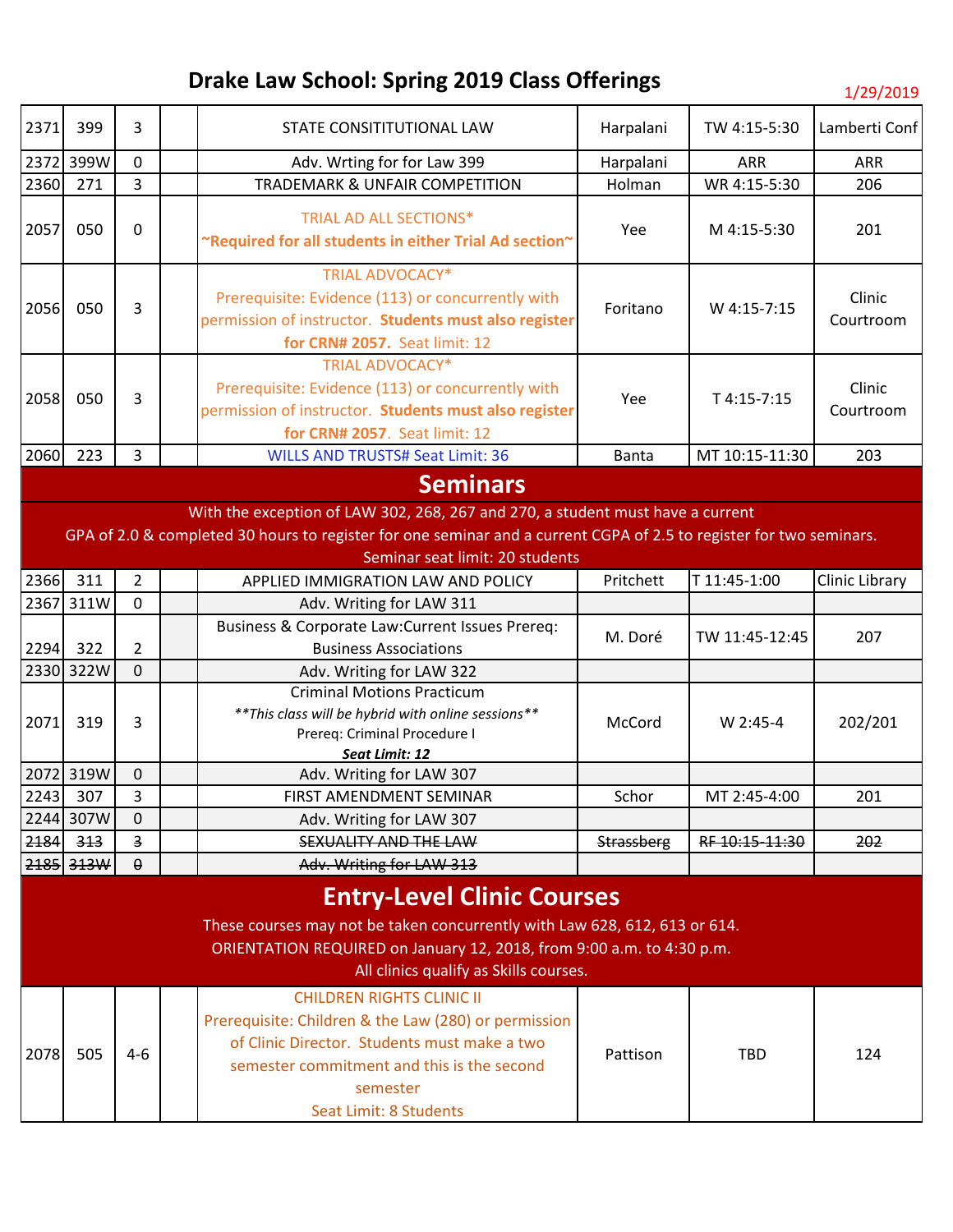# Drake Law School: Spring 2019 Class Offerings

1/29/2019

| | | | | | | | |
|---|---|---|---|---|---|---|---|
| 2371 | 399 | 3 | | STATE CONSITITUTIONAL LAW | Harpalani | TW 4:15-5:30 | Lamberti Conf |
| 2372 | 399W | 0 | | Adv. Wrting for for Law 399 | Harpalani | ARR | ARR |
| 2360 | 271 | 3 | | TRADEMARK & UNFAIR COMPETITION | Holman | WR 4:15-5:30 | 206 |
| 2057 | 050 | 0 | | TRIAL AD ALL SECTIONS* **~Required for all students in either Trial Ad section~** | Yee | M 4:15-5:30 | 201 |
| 2056 | 050 | 3 | | TRIAL ADVOCACY* Prerequisite: Evidence (113) or concurrently with permission of instructor. **Students must also register for CRN# 2057.** Seat limit: 12 | Foritano | W 4:15-7:15 | Clinic Courtroom |
| 2058 | 050 | 3 | | TRIAL ADVOCACY* Prerequisite: Evidence (113) or concurrently with permission of instructor. **Students must also register for CRN# 2057.** Seat limit: 12 | Yee | T 4:15-7:15 | Clinic Courtroom |
| 2060 | 223 | 3 | | WILLS AND TRUSTS# Seat Limit: 36 | Banta | MT 10:15-11:30 | 203 |

## Seminars

With the exception of LAW 302, 268, 267 and 270, a student must have a current GPA of 2.0 & completed 30 hours to register for one seminar and a current CGPA of 2.5 to register for two seminars. Seminar seat limit: 20 students

| | | | | | | | |
|---|---|---|---|---|---|---|---|
| 2366 | 311 | 2 | | APPLIED IMMIGRATION LAW AND POLICY | Pritchett | T 11:45-1:00 | Clinic Library |
| 2367 | 311W | 0 | | Adv. Writing for LAW 311 | | | |
| 2294 | 322 | 2 | | Business & Corporate Law:Current Issues Prereq: Business Associations | M. Doré | TW 11:45-12:45 | 207 |
| 2330 | 322W | 0 | | Adv. Writing for LAW 322 | | | |
| 2071 | 319 | 3 | | Criminal Motions Practicum *\*\*This class will be hybrid with online sessions\*\** Prereq: Criminal Procedure I ***Seat Limit: 12*** | McCord | W 2:45-4 | 202/201 |
| 2072 | 319W | 0 | | Adv. Writing for LAW 307 | | | |
| 2243 | 307 | 3 | | FIRST AMENDMENT SEMINAR | Schor | MT 2:45-4:00 | 201 |
| 2244 | 307W | 0 | | Adv. Writing for LAW 307 | | | |
| ~~2184~~ | ~~313~~ | ~~3~~ | | ~~SEXUALITY AND THE LAW~~ | ~~Strassberg~~ | ~~RF 10:15-11:30~~ | ~~202~~ |
| ~~2185~~ | ~~313W~~ | ~~0~~ | | ~~Adv. Writing for LAW 313~~ | | | |

## Entry-Level Clinic Courses

These courses may not be taken concurrently with Law 628, 612, 613 or 614.
ORIENTATION REQUIRED on January 12, 2018, from 9:00 a.m. to 4:30 p.m.
All clinics qualify as Skills courses.

| | | | | | | | |
|---|---|---|---|---|---|---|---|
| 2078 | 505 | 4-6 | | CHILDREN RIGHTS CLINIC II Prerequisite: Children & the Law (280) or permission of Clinic Director. Students must make a two semester commitment and this is the second semester Seat Limit: 8 Students | Pattison | TBD | 124 |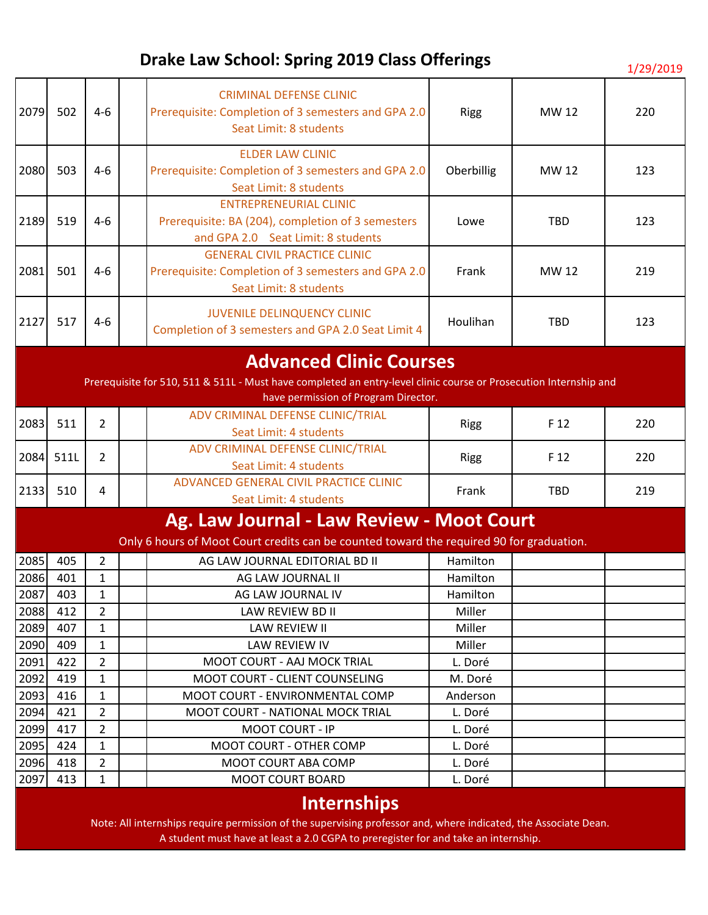# Drake Law School: Spring 2019 Class Offerings

1/29/2019

| | | | | | | | |
|---|---|---|---|---|---|---|---|
| 2079 | 502 | 4-6 | | CRIMINAL DEFENSE CLINIC<br>Prerequisite: Completion of 3 semesters and GPA 2.0<br>Seat Limit: 8 students | Rigg | MW 12 | 220 |
| 2080 | 503 | 4-6 | | ELDER LAW CLINIC<br>Prerequisite: Completion of 3 semesters and GPA 2.0<br>Seat Limit: 8 students | Oberbillig | MW 12 | 123 |
| 2189 | 519 | 4-6 | | ENTREPRENEURIAL CLINIC<br>Prerequisite: BA (204), completion of 3 semesters and GPA 2.0 Seat Limit: 8 students | Lowe | TBD | 123 |
| 2081 | 501 | 4-6 | | GENERAL CIVIL PRACTICE CLINIC<br>Prerequisite: Completion of 3 semesters and GPA 2.0<br>Seat Limit: 8 students | Frank | MW 12 | 219 |
| 2127 | 517 | 4-6 | | JUVENILE DELINQUENCY CLINIC<br>Completion of 3 semesters and GPA 2.0 Seat Limit 4 | Houlihan | TBD | 123 |

## Advanced Clinic Courses

Prerequisite for 510, 511 & 511L - Must have completed an entry-level clinic course or Prosecution Internship and have permission of Program Director.

| | | | | | | | |
|---|---|---|---|---|---|---|---|
| 2083 | 511 | 2 | | ADV CRIMINAL DEFENSE CLINIC/TRIAL<br>Seat Limit: 4 students | Rigg | F 12 | 220 |
| 2084 | 511L | 2 | | ADV CRIMINAL DEFENSE CLINIC/TRIAL<br>Seat Limit: 4 students | Rigg | F 12 | 220 |
| 2133 | 510 | 4 | | ADVANCED GENERAL CIVIL PRACTICE CLINIC<br>Seat Limit: 4 students | Frank | TBD | 219 |

## Ag. Law Journal - Law Review - Moot Court

Only 6 hours of Moot Court credits can be counted toward the required 90 for graduation.

| | | | | | | | |
|---|---|---|---|---|---|---|---|
| 2085 | 405 | 2 | | AG LAW JOURNAL EDITORIAL BD II | Hamilton | | |
| 2086 | 401 | 1 | | AG LAW JOURNAL II | Hamilton | | |
| 2087 | 403 | 1 | | AG LAW JOURNAL IV | Hamilton | | |
| 2088 | 412 | 2 | | LAW REVIEW BD II | Miller | | |
| 2089 | 407 | 1 | | LAW REVIEW II | Miller | | |
| 2090 | 409 | 1 | | LAW REVIEW IV | Miller | | |
| 2091 | 422 | 2 | | MOOT COURT - AAJ MOCK TRIAL | L. Doré | | |
| 2092 | 419 | 1 | | MOOT COURT - CLIENT COUNSELING | M. Doré | | |
| 2093 | 416 | 1 | | MOOT COURT - ENVIRONMENTAL COMP | Anderson | | |
| 2094 | 421 | 2 | | MOOT COURT - NATIONAL MOCK TRIAL | L. Doré | | |
| 2099 | 417 | 2 | | MOOT COURT - IP | L. Doré | | |
| 2095 | 424 | 1 | | MOOT COURT - OTHER COMP | L. Doré | | |
| 2096 | 418 | 2 | | MOOT COURT ABA COMP | L. Doré | | |
| 2097 | 413 | 1 | | MOOT COURT BOARD | L. Doré | | |

## Internships

Note: All internships require permission of the supervising professor and, where indicated, the Associate Dean.
A student must have at least a 2.0 CGPA to preregister for and take an internship.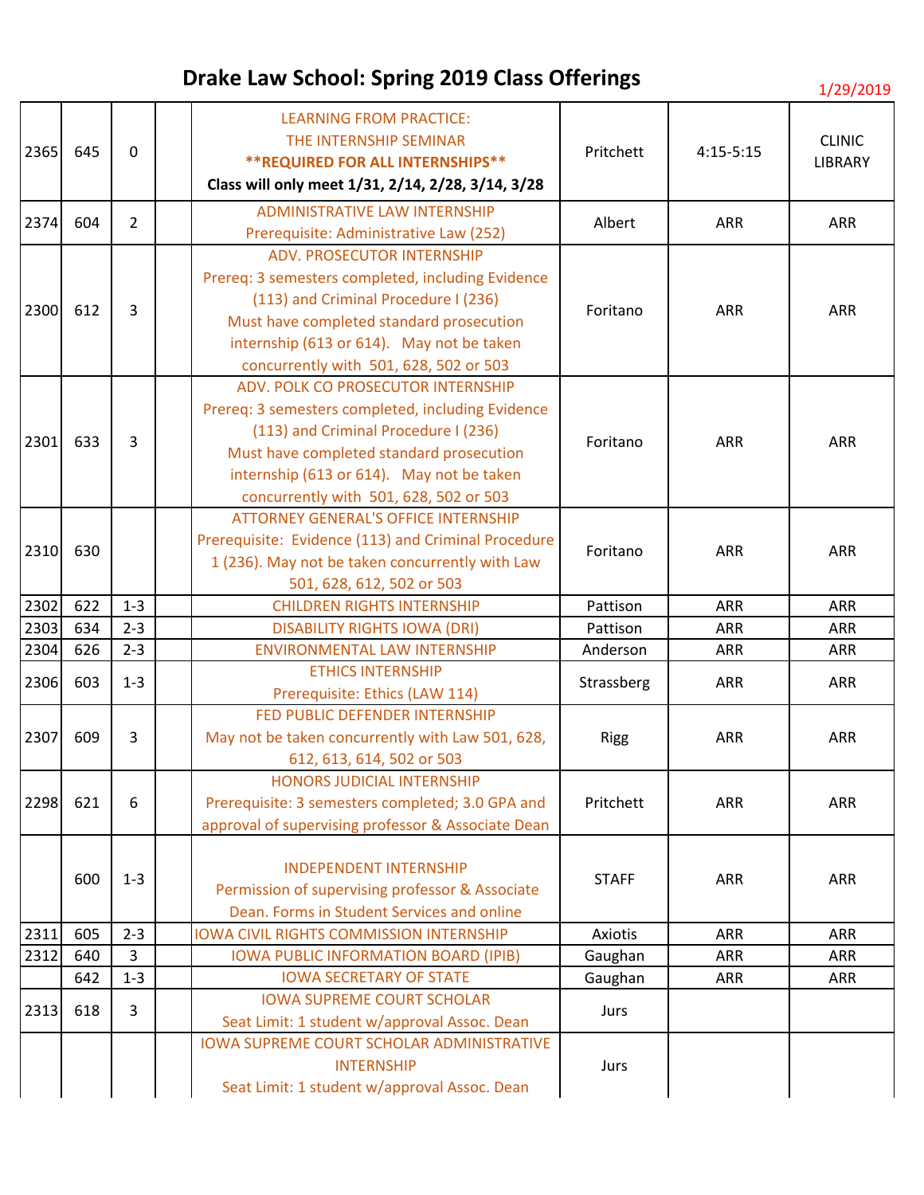# Drake Law School: Spring 2019 Class Offerings

1/29/2019

| | | | | | | | |
|---|---|---|---|---|---|---|---|
| 2365 | 645 | 0 | | LEARNING FROM PRACTICE: THE INTERNSHIP SEMINAR **REQUIRED FOR ALL INTERNSHIPS** **Class will only meet 1/31, 2/14, 2/28, 3/14, 3/28** | Pritchett | 4:15-5:15 | CLINIC LIBRARY |
| 2374 | 604 | 2 | | ADMINISTRATIVE LAW INTERNSHIP Prerequisite: Administrative Law (252) | Albert | ARR | ARR |
| 2300 | 612 | 3 | | ADV. PROSECUTOR INTERNSHIP Prereq: 3 semesters completed, including Evidence (113) and Criminal Procedure I (236) Must have completed standard prosecution internship (613 or 614). May not be taken concurrently with 501, 628, 502 or 503 | Foritano | ARR | ARR |
| 2301 | 633 | 3 | | ADV. POLK CO PROSECUTOR INTERNSHIP Prereq: 3 semesters completed, including Evidence (113) and Criminal Procedure I (236) Must have completed standard prosecution internship (613 or 614). May not be taken concurrently with 501, 628, 502 or 503 | Foritano | ARR | ARR |
| 2310 | 630 | | | ATTORNEY GENERAL'S OFFICE INTERNSHIP Prerequisite: Evidence (113) and Criminal Procedure 1 (236). May not be taken concurrently with Law 501, 628, 612, 502 or 503 | Foritano | ARR | ARR |
| 2302 | 622 | 1-3 | | CHILDREN RIGHTS INTERNSHIP | Pattison | ARR | ARR |
| 2303 | 634 | 2-3 | | DISABILITY RIGHTS IOWA (DRI) | Pattison | ARR | ARR |
| 2304 | 626 | 2-3 | | ENVIRONMENTAL LAW INTERNSHIP | Anderson | ARR | ARR |
| 2306 | 603 | 1-3 | | ETHICS INTERNSHIP Prerequisite: Ethics (LAW 114) | Strassberg | ARR | ARR |
| 2307 | 609 | 3 | | FED PUBLIC DEFENDER INTERNSHIP May not be taken concurrently with Law 501, 628, 612, 613, 614, 502 or 503 | Rigg | ARR | ARR |
| 2298 | 621 | 6 | | HONORS JUDICIAL INTERNSHIP Prerequisite: 3 semesters completed; 3.0 GPA and approval of supervising professor & Associate Dean | Pritchett | ARR | ARR |
| | 600 | 1-3 | | INDEPENDENT INTERNSHIP Permission of supervising professor & Associate Dean. Forms in Student Services and online | STAFF | ARR | ARR |
| 2311 | 605 | 2-3 | | IOWA CIVIL RIGHTS COMMISSION INTERNSHIP | Axiotis | ARR | ARR |
| 2312 | 640 | 3 | | IOWA PUBLIC INFORMATION BOARD (IPIB) | Gaughan | ARR | ARR |
| | 642 | 1-3 | | IOWA SECRETARY OF STATE | Gaughan | ARR | ARR |
| 2313 | 618 | 3 | | IOWA SUPREME COURT SCHOLAR Seat Limit: 1 student w/approval Assoc. Dean | Jurs | | |
| | | | | IOWA SUPREME COURT SCHOLAR ADMINISTRATIVE INTERNSHIP Seat Limit: 1 student w/approval Assoc. Dean | Jurs | | |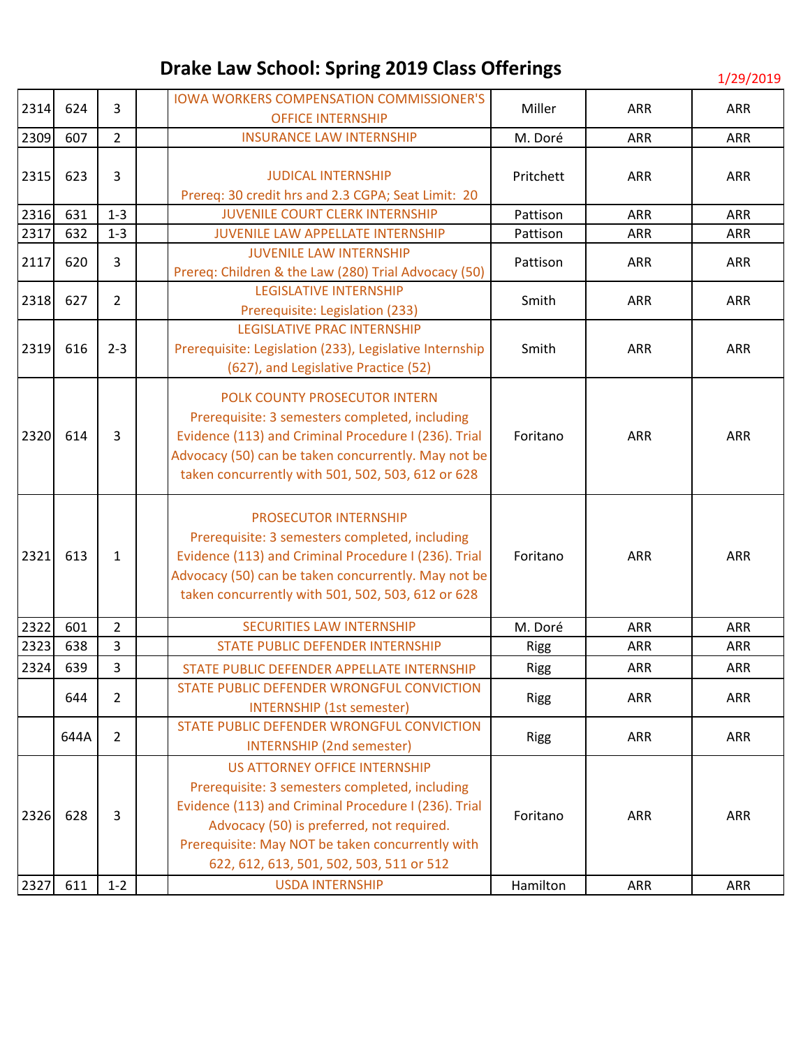# Drake Law School: Spring 2019 Class Offerings

1/29/2019

| | | | | | | | |
|---|---|---|---|---|---|---|---|
| 2314 | 624 | 3 | | IOWA WORKERS COMPENSATION COMMISSIONER'S OFFICE INTERNSHIP | Miller | ARR | ARR |
| 2309 | 607 | 2 | | INSURANCE LAW INTERNSHIP | M. Doré | ARR | ARR |
| 2315 | 623 | 3 | | JUDICAL INTERNSHIP<br>Prereq: 30 credit hrs and 2.3 CGPA; Seat Limit: 20 | Pritchett | ARR | ARR |
| 2316 | 631 | 1-3 | | JUVENILE COURT CLERK INTERNSHIP | Pattison | ARR | ARR |
| 2317 | 632 | 1-3 | | JUVENILE LAW APPELLATE INTERNSHIP | Pattison | ARR | ARR |
| 2117 | 620 | 3 | | JUVENILE LAW INTERNSHIP<br>Prereq: Children & the Law (280) Trial Advocacy (50) | Pattison | ARR | ARR |
| 2318 | 627 | 2 | | LEGISLATIVE INTERNSHIP<br>Prerequisite: Legislation (233) | Smith | ARR | ARR |
| 2319 | 616 | 2-3 | | LEGISLATIVE PRAC INTERNSHIP<br>Prerequisite: Legislation (233), Legislative Internship (627), and Legislative Practice (52) | Smith | ARR | ARR |
| 2320 | 614 | 3 | | POLK COUNTY PROSECUTOR INTERN<br>Prerequisite: 3 semesters completed, including Evidence (113) and Criminal Procedure I (236). Trial Advocacy (50) can be taken concurrently. May not be taken concurrently with 501, 502, 503, 612 or 628 | Foritano | ARR | ARR |
| 2321 | 613 | 1 | | PROSECUTOR INTERNSHIP<br>Prerequisite: 3 semesters completed, including Evidence (113) and Criminal Procedure I (236). Trial Advocacy (50) can be taken concurrently. May not be taken concurrently with 501, 502, 503, 612 or 628 | Foritano | ARR | ARR |
| 2322 | 601 | 2 | | SECURITIES LAW INTERNSHIP | M. Doré | ARR | ARR |
| 2323 | 638 | 3 | | STATE PUBLIC DEFENDER INTERNSHIP | Rigg | ARR | ARR |
| 2324 | 639 | 3 | | STATE PUBLIC DEFENDER APPELLATE INTERNSHIP | Rigg | ARR | ARR |
| | 644 | 2 | | STATE PUBLIC DEFENDER WRONGFUL CONVICTION INTERNSHIP (1st semester) | Rigg | ARR | ARR |
| | 644A | 2 | | STATE PUBLIC DEFENDER WRONGFUL CONVICTION INTERNSHIP (2nd semester) | Rigg | ARR | ARR |
| 2326 | 628 | 3 | | US ATTORNEY OFFICE INTERNSHIP<br>Prerequisite: 3 semesters completed, including Evidence (113) and Criminal Procedure I (236). Trial Advocacy (50) is preferred, not required.<br>Prerequisite: May NOT be taken concurrently with 622, 612, 613, 501, 502, 503, 511 or 512 | Foritano | ARR | ARR |
| 2327 | 611 | 1-2 | | USDA INTERNSHIP | Hamilton | ARR | ARR |